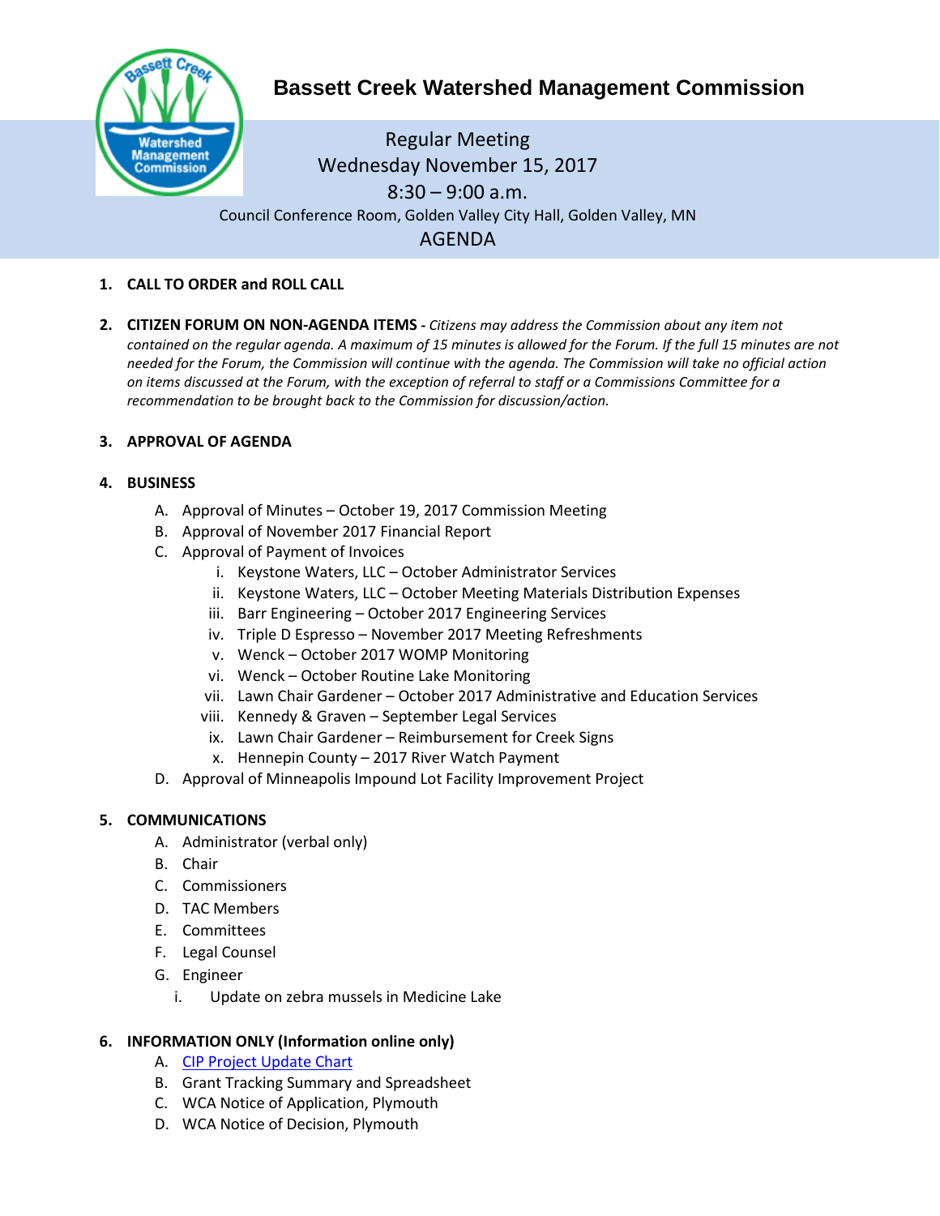# Bassett Creek Watershed Management Commission

Regular Meeting
Wednesday November 15, 2017
8:30 – 9:00 a.m.
Council Conference Room, Golden Valley City Hall, Golden Valley, MN

## AGENDA

1. **CALL TO ORDER and ROLL CALL**

2. **CITIZEN FORUM ON NON-AGENDA ITEMS -** *Citizens may address the Commission about any item not contained on the regular agenda. A maximum of 15 minutes is allowed for the Forum. If the full 15 minutes are not needed for the Forum, the Commission will continue with the agenda. The Commission will take no official action on items discussed at the Forum, with the exception of referral to staff or a Commissions Committee for a recommendation to be brought back to the Commission for discussion/action.*

3. **APPROVAL OF AGENDA**

4. **BUSINESS**
   - A. Approval of Minutes – October 19, 2017 Commission Meeting
   - B. Approval of November 2017 Financial Report
   - C. Approval of Payment of Invoices
     - i. Keystone Waters, LLC – October Administrator Services
     - ii. Keystone Waters, LLC – October Meeting Materials Distribution Expenses
     - iii. Barr Engineering – October 2017 Engineering Services
     - iv. Triple D Espresso – November 2017 Meeting Refreshments
     - v. Wenck – October 2017 WOMP Monitoring
     - vi. Wenck – October Routine Lake Monitoring
     - vii. Lawn Chair Gardener – October 2017 Administrative and Education Services
     - viii. Kennedy & Graven – September Legal Services
     - ix. Lawn Chair Gardener – Reimbursement for Creek Signs
     - x. Hennepin County – 2017 River Watch Payment
   - D. Approval of Minneapolis Impound Lot Facility Improvement Project

5. **COMMUNICATIONS**
   - A. Administrator (verbal only)
   - B. Chair
   - C. Commissioners
   - D. TAC Members
   - E. Committees
   - F. Legal Counsel
   - G. Engineer
     - i. Update on zebra mussels in Medicine Lake

6. **INFORMATION ONLY (Information online only)**
   - A. CIP Project Update Chart
   - B. Grant Tracking Summary and Spreadsheet
   - C. WCA Notice of Application, Plymouth
   - D. WCA Notice of Decision, Plymouth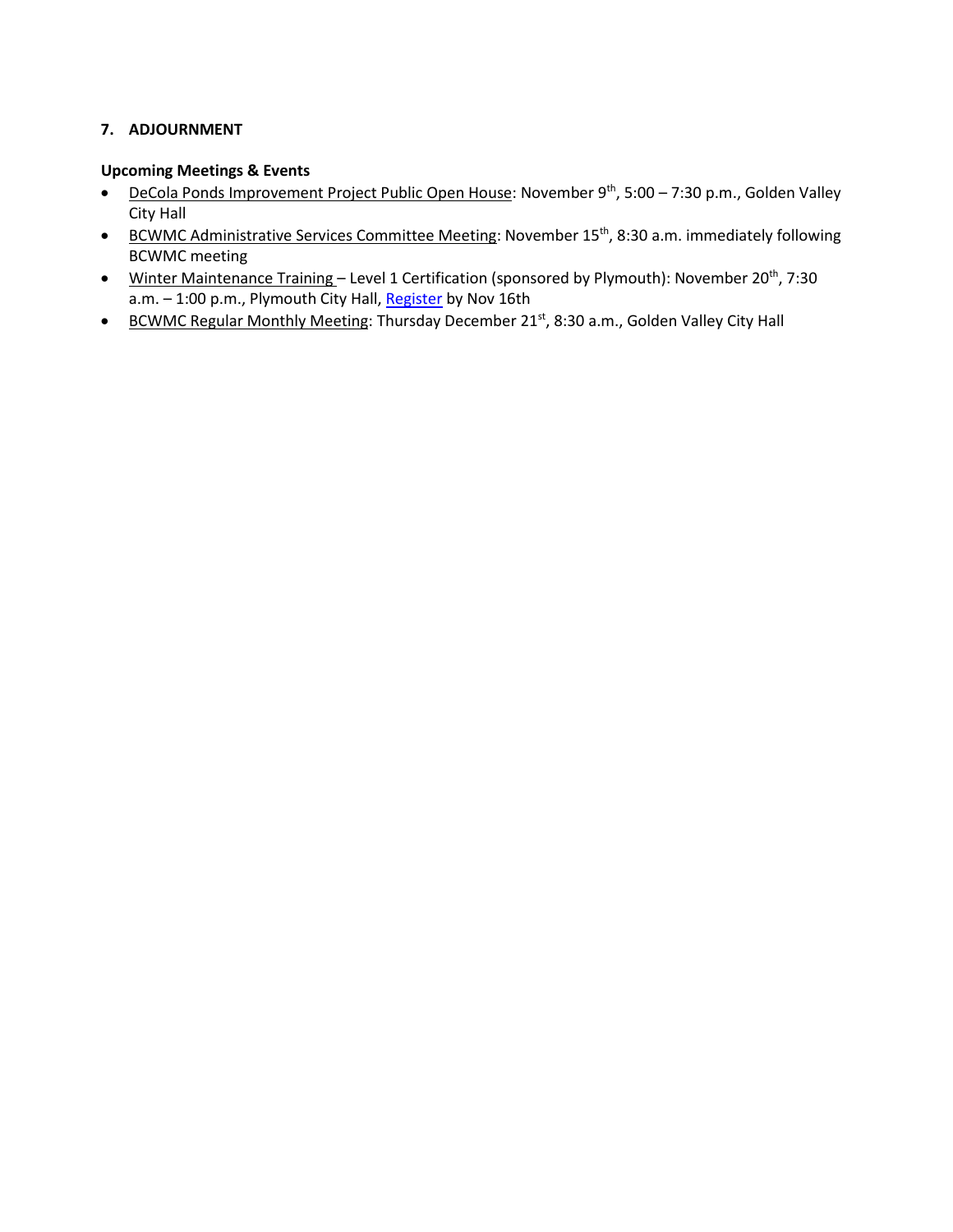**7. ADJOURNMENT**

**Upcoming Meetings & Events**

- DeCola Ponds Improvement Project Public Open House: November 9th, 5:00 – 7:30 p.m., Golden Valley City Hall
- BCWMC Administrative Services Committee Meeting: November 15th, 8:30 a.m. immediately following BCWMC meeting
- Winter Maintenance Training – Level 1 Certification (sponsored by Plymouth): November 20th, 7:30 a.m. – 1:00 p.m., Plymouth City Hall, Register by Nov 16th
- BCWMC Regular Monthly Meeting: Thursday December 21st, 8:30 a.m., Golden Valley City Hall